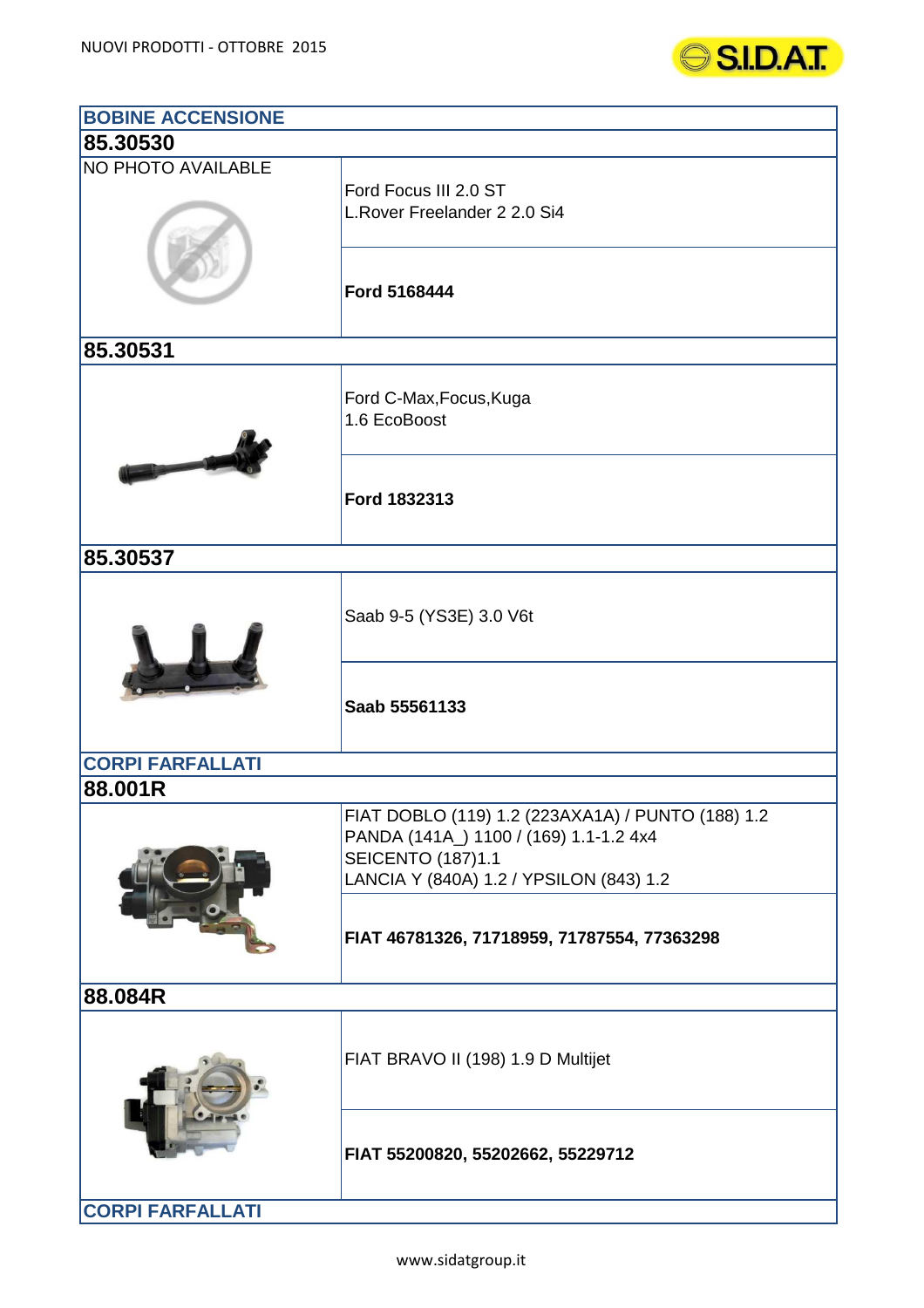NUOVI PRODOTTI - OTTOBRE 2015

## BOBINE ACCENSIONE

### 85.30530

NO PHOTO AVAILABLE

Ford Focus III 2.0 ST
L.Rover Freelander 2 2.0 Si4

**Ford 5168444**

### 85.30531

Ford C-Max,Focus,Kuga
1.6 EcoBoost

**Ford 1832313**

### 85.30537

Saab 9-5 (YS3E) 3.0 V6t

**Saab 55561133**

## CORPI FARFALLATI

### 88.001R

FIAT DOBLO (119) 1.2 (223AXA1A) / PUNTO (188) 1.2
PANDA (141A_) 1100 / (169) 1.1-1.2 4x4
SEICENTO (187)1.1
LANCIA Y (840A) 1.2 / YPSILON (843) 1.2

**FIAT 46781326, 71718959, 71787554, 77363298**

### 88.084R

FIAT BRAVO II (198) 1.9 D Multijet

**FIAT 55200820, 55202662, 55229712**

## CORPI FARFALLATI

www.sidatgroup.it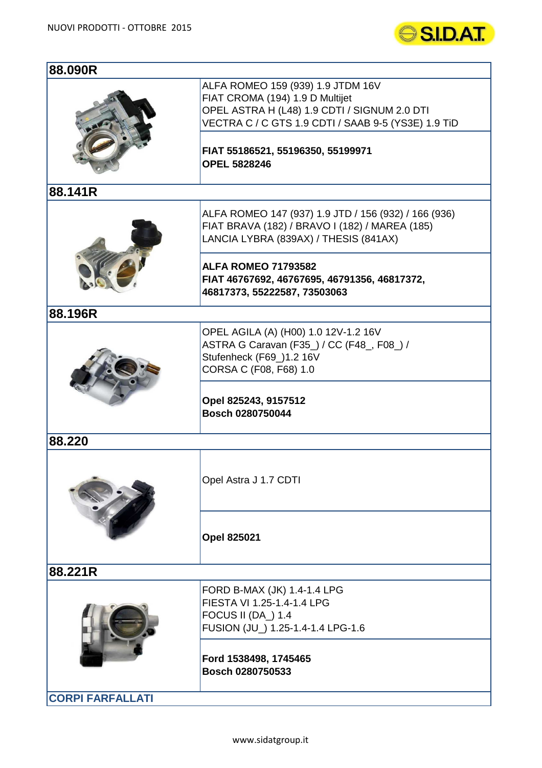## 88.090R

| | |
|---|---|
| | ALFA ROMEO 159 (939) 1.9 JTDM 16V<br>FIAT CROMA (194) 1.9 D Multijet<br>OPEL ASTRA H (L48) 1.9 CDTI / SIGNUM 2.0 DTI<br>VECTRA C / C GTS 1.9 CDTI / SAAB 9-5 (YS3E) 1.9 TiD |
| | **FIAT 55186521, 55196350, 55199971**<br>**OPEL 5828246** |

## 88.141R

| | |
|---|---|
| | ALFA ROMEO 147 (937) 1.9 JTD / 156 (932) / 166 (936)<br>FIAT BRAVA (182) / BRAVO I (182) / MAREA (185)<br>LANCIA LYBRA (839AX) / THESIS (841AX) |
| | **ALFA ROMEO 71793582**<br>**FIAT 46767692, 46767695, 46791356, 46817372, 46817373, 55222587, 73503063** |

## 88.196R

| | |
|---|---|
| | OPEL AGILA (A) (H00) 1.0 12V-1.2 16V<br>ASTRA G Caravan (F35_) / CC (F48_, F08_) / Stufenheck (F69_)1.2 16V<br>CORSA C (F08, F68) 1.0 |
| | **Opel 825243, 9157512**<br>**Bosch 0280750044** |

## 88.220

| | |
|---|---|
| | Opel Astra J 1.7 CDTI |
| | **Opel 825021** |

## 88.221R

| | |
|---|---|
| | FORD B-MAX (JK) 1.4-1.4 LPG<br>FIESTA VI 1.25-1.4-1.4 LPG<br>FOCUS II (DA_) 1.4<br>FUSION (JU_) 1.25-1.4-1.4 LPG-1.6 |
| | **Ford 1538498, 1745465**<br>**Bosch 0280750533** |

**CORPI FARFALLATI**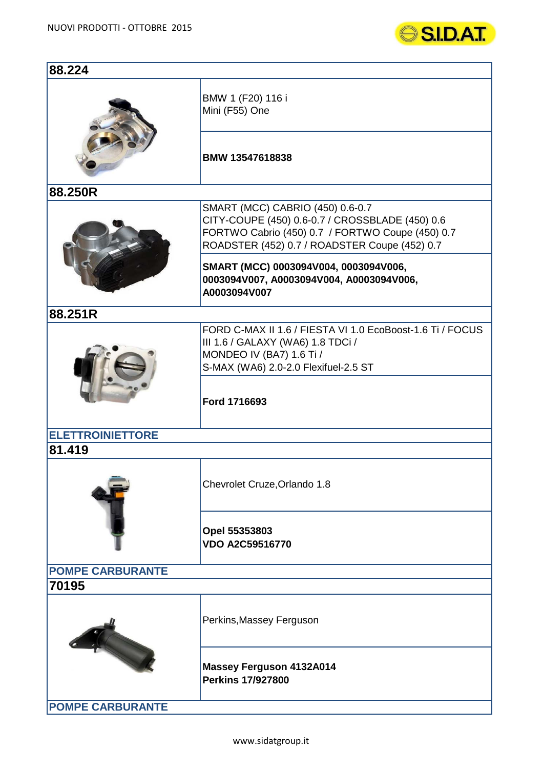## 88.224

BMW 1 (F20) 116 i
Mini (F55) One

**BMW 13547618838**

## 88.250R

SMART (MCC) CABRIO (450) 0.6-0.7
CITY-COUPE (450) 0.6-0.7 / CROSSBLADE (450) 0.6
FORTWO Cabrio (450) 0.7 / FORTWO Coupe (450) 0.7
ROADSTER (452) 0.7 / ROADSTER Coupe (452) 0.7

**SMART (MCC) 0003094V004, 0003094V006, 0003094V007, A0003094V004, A0003094V006, A0003094V007**

## 88.251R

FORD C-MAX II 1.6 / FIESTA VI 1.0 EcoBoost-1.6 Ti / FOCUS III 1.6 / GALAXY (WA6) 1.8 TDCi /
MONDEO IV (BA7) 1.6 Ti /
S-MAX (WA6) 2.0-2.0 Flexifuel-2.5 ST

**Ford 1716693**

# ELETTROINIETTORE

## 81.419

Chevrolet Cruze,Orlando 1.8

**Opel 55353803**
**VDO A2C59516770**

# POMPE CARBURANTE

## 70195

Perkins,Massey Ferguson

**Massey Ferguson 4132A014**
**Perkins 17/927800**

# POMPE CARBURANTE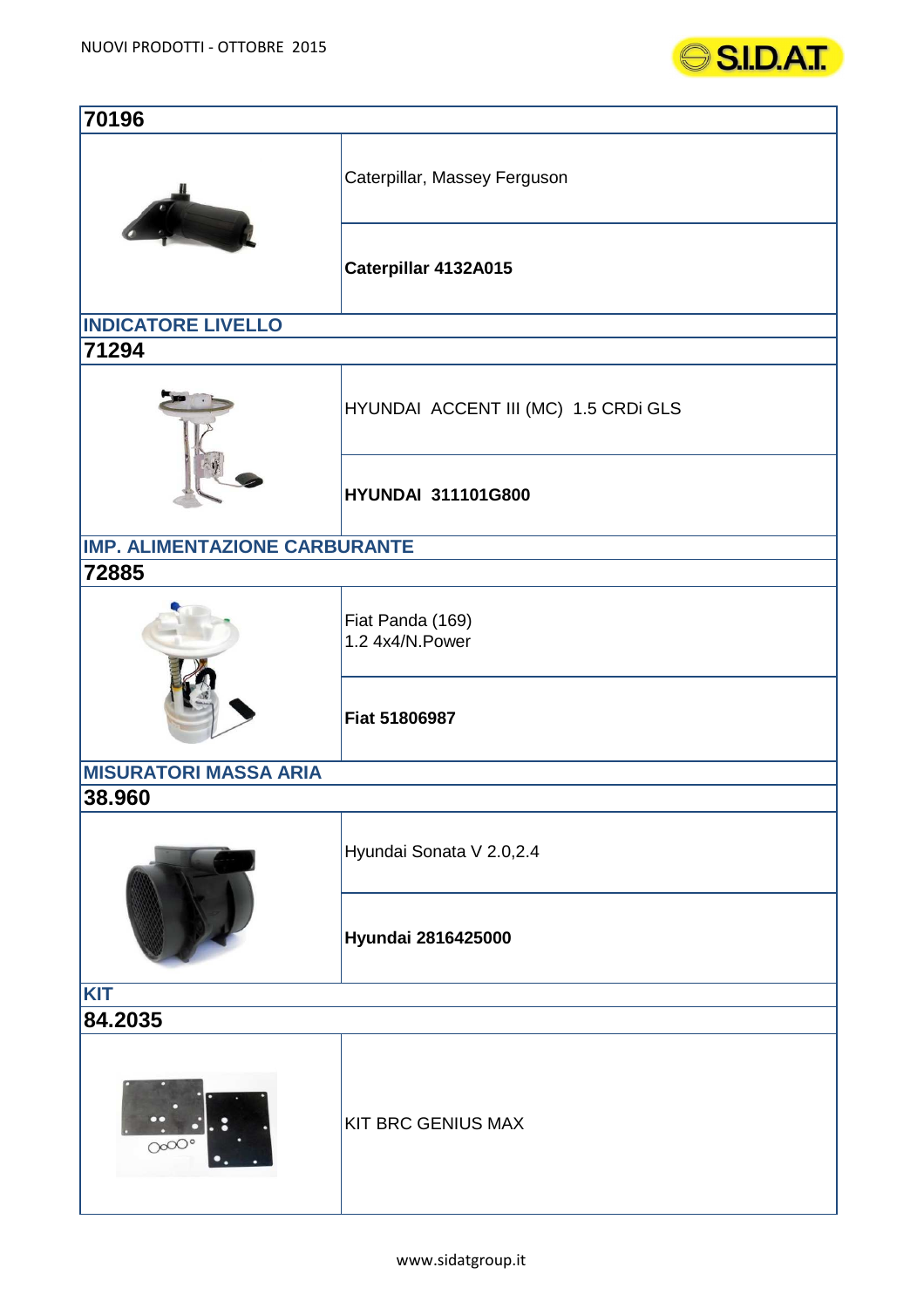## 70196

| | |
|---|---|
| | Caterpillar, Massey Ferguson |
| | **Caterpillar 4132A015** |

## INDICATORE LIVELLO

## 71294

| | |
|---|---|
| | HYUNDAI ACCENT III (MC) 1.5 CRDi GLS |
| | **HYUNDAI 311101G800** |

## IMP. ALIMENTAZIONE CARBURANTE

## 72885

| | |
|---|---|
| | Fiat Panda (169)<br>1.2 4x4/N.Power |
| | **Fiat 51806987** |

## MISURATORI MASSA ARIA

## 38.960

| | |
|---|---|
| | Hyundai Sonata V 2.0,2.4 |
| | **Hyundai 2816425000** |

## KIT

## 84.2035

| | |
|---|---|
| | KIT BRC GENIUS MAX |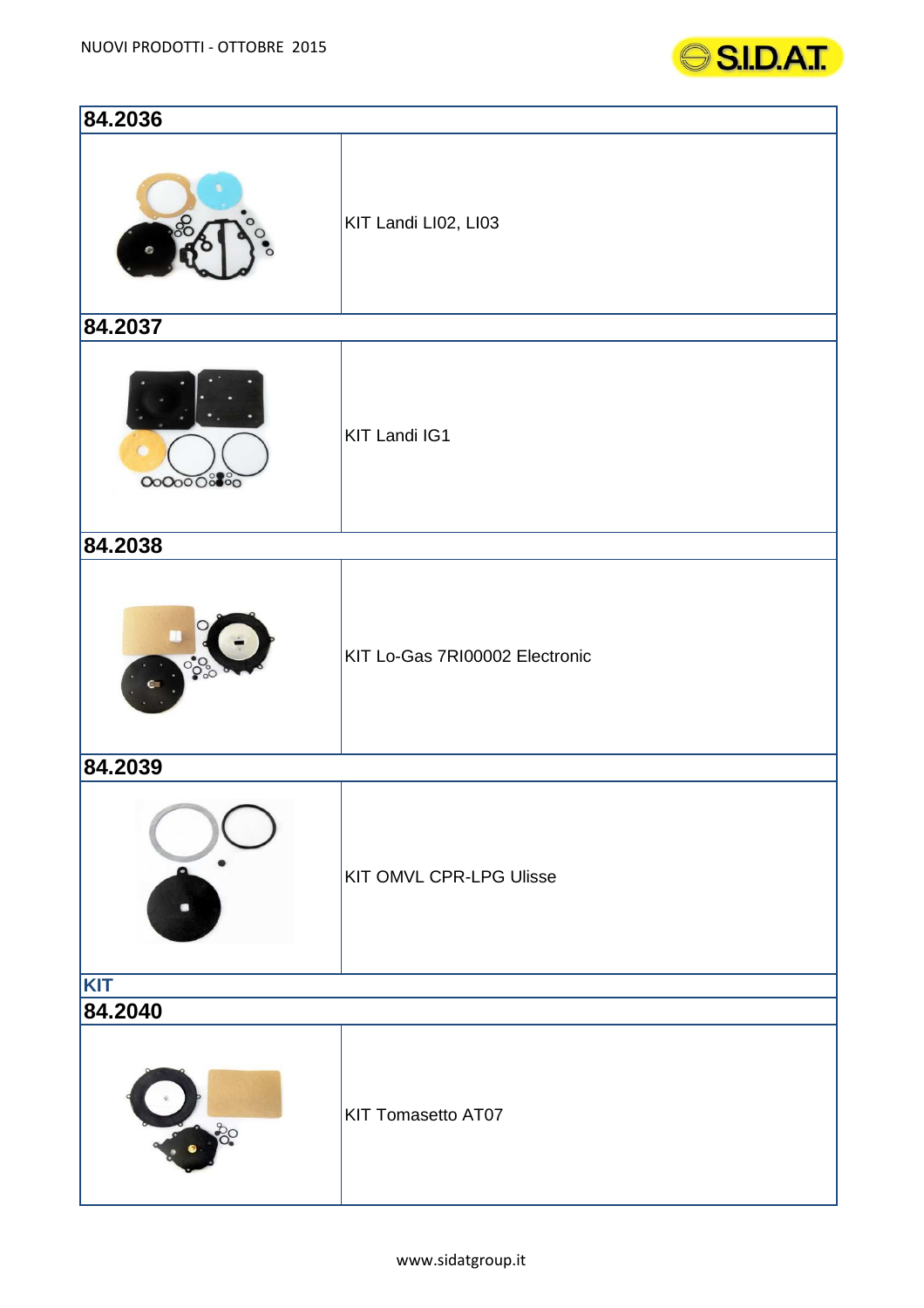| 84.2036 | |
|---|---|
| | KIT Landi LI02, LI03 |
| **84.2037** | |
| | KIT Landi IG1 |
| **84.2038** | |
| | KIT Lo-Gas 7RI00002 Electronic |
| **84.2039** | |
| | KIT OMVL CPR-LPG Ulisse |
| **KIT** | |
| **84.2040** | |
| | KIT Tomasetto AT07 |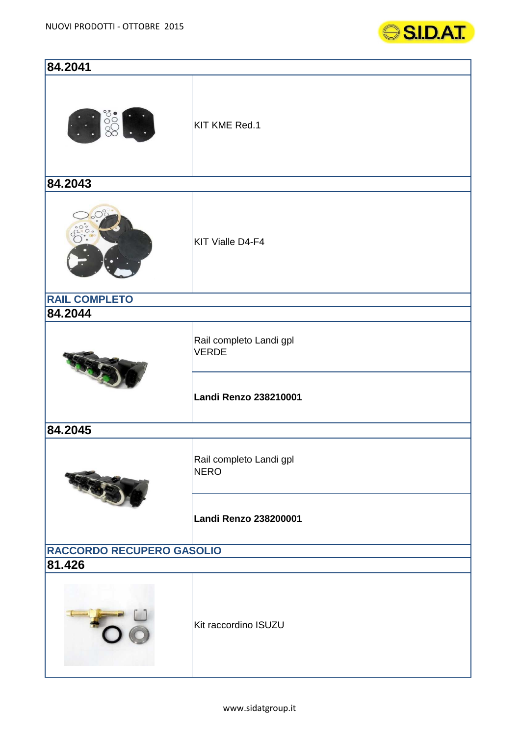| 84.2041 | |
|---|---|
| | KIT KME Red.1 |
| **84.2043** | |
| | KIT Vialle D4-F4 |
| **RAIL COMPLETO** | |
| **84.2044** | |
| | Rail completo Landi gpl VERDE |
| | **Landi Renzo 238210001** |
| **84.2045** | |
| | Rail completo Landi gpl NERO |
| | **Landi Renzo 238200001** |
| **RACCORDO RECUPERO GASOLIO** | |
| **81.426** | |
| | Kit raccordino ISUZU |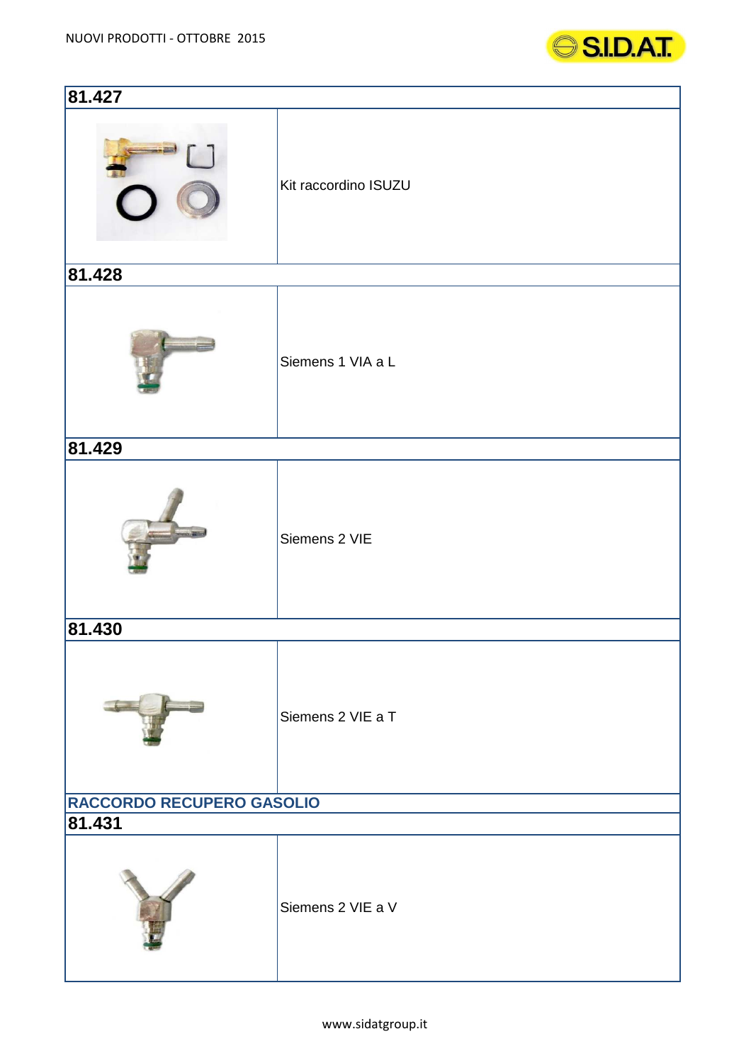| 81.427 | |
|---|---|
| | Kit raccordino ISUZU |
| **81.428** | |
| | Siemens 1 VIA a L |
| **81.429** | |
| | Siemens 2 VIE |
| **81.430** | |
| | Siemens 2 VIE a T |
| **RACCORDO RECUPERO GASOLIO** | |
| **81.431** | |
| | Siemens 2 VIE a V |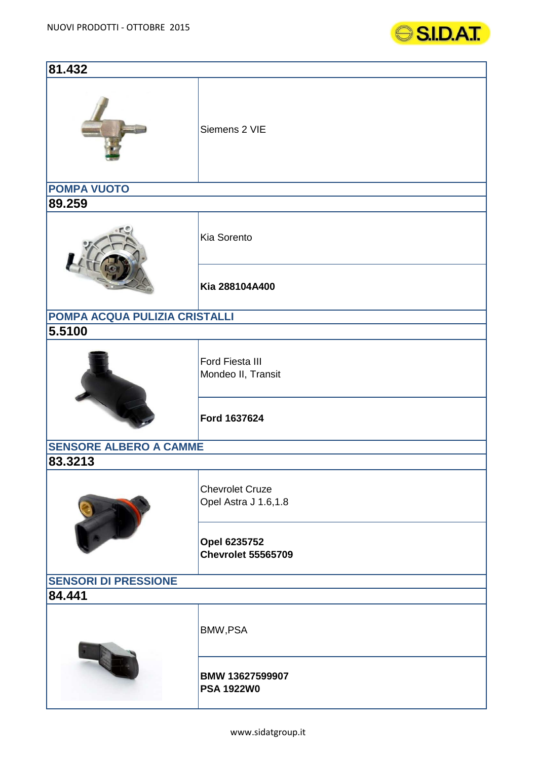## 81.432

| | |
|---|---|
| | Siemens 2 VIE |

## POMPA VUOTO

## 89.259

| | |
|---|---|
| | Kia Sorento |
| | **Kia 288104A400** |

## POMPA ACQUA PULIZIA CRISTALLI

## 5.5100

| | |
|---|---|
| | Ford Fiesta III<br>Mondeo II, Transit |
| | **Ford 1637624** |

## SENSORE ALBERO A CAMME

## 83.3213

| | |
|---|---|
| | Chevrolet Cruze<br>Opel Astra J 1.6,1.8 |
| | **Opel 6235752**<br>**Chevrolet 55565709** |

## SENSORI DI PRESSIONE

## 84.441

| | |
|---|---|
| | BMW,PSA |
| | **BMW 13627599907**<br>**PSA 1922W0** |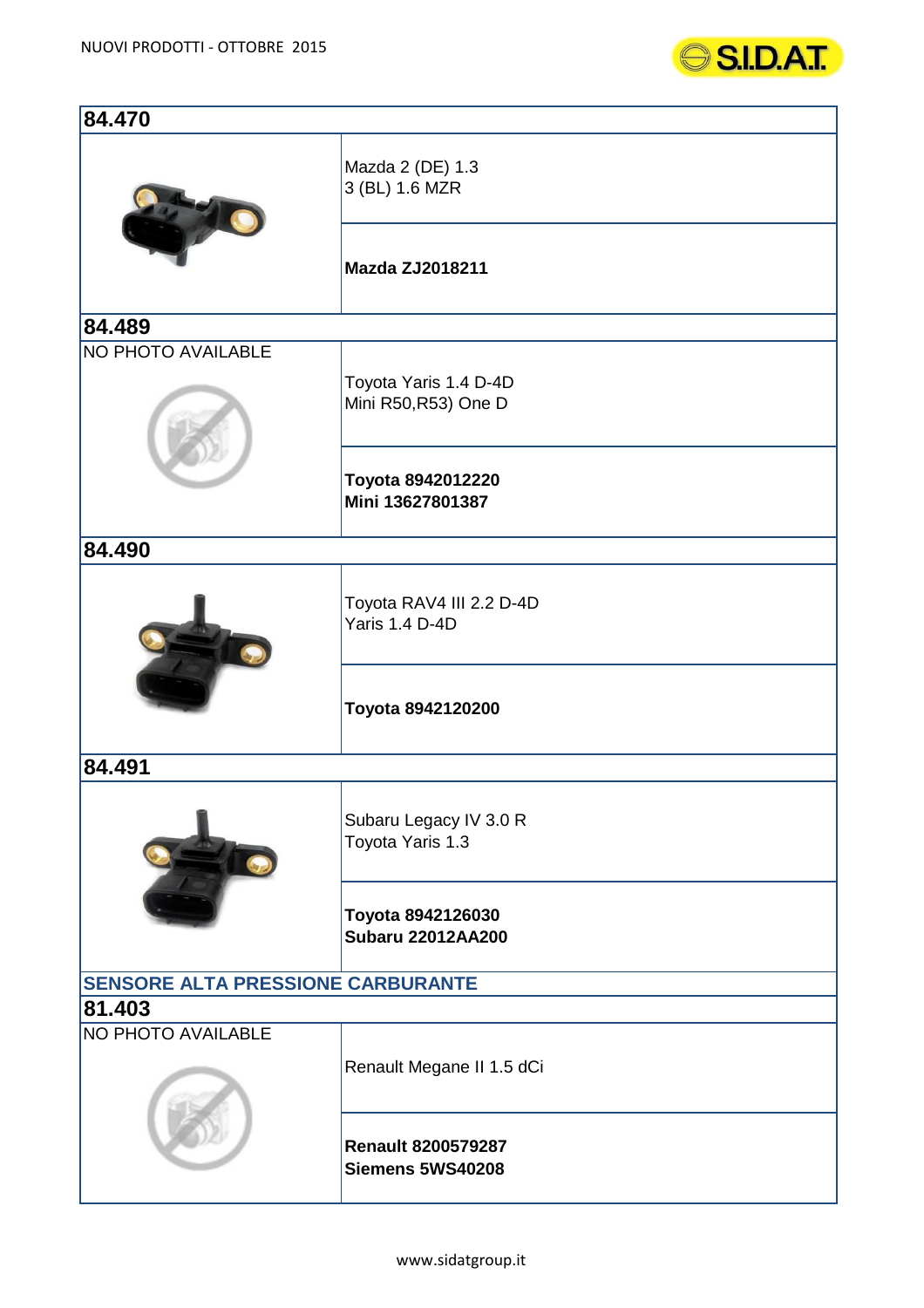| 84.470 | |
|---|---|
| | Mazda 2 (DE) 1.3<br>3 (BL) 1.6 MZR |
| | **Mazda ZJ2018211** |
| **84.489** | |
| NO PHOTO AVAILABLE | Toyota Yaris 1.4 D-4D<br>Mini R50,R53) One D |
| | **Toyota 8942012220**<br>**Mini 13627801387** |
| **84.490** | |
| | Toyota RAV4 III 2.2 D-4D<br>Yaris 1.4 D-4D |
| | **Toyota 8942120200** |
| **84.491** | |
| | Subaru Legacy IV 3.0 R<br>Toyota Yaris 1.3 |
| | **Toyota 8942126030**<br>**Subaru 22012AA200** |
| **SENSORE ALTA PRESSIONE CARBURANTE** | |
| **81.403** | |
| NO PHOTO AVAILABLE | Renault Megane II 1.5 dCi |
| | **Renault 8200579287**<br>**Siemens 5WS40208** |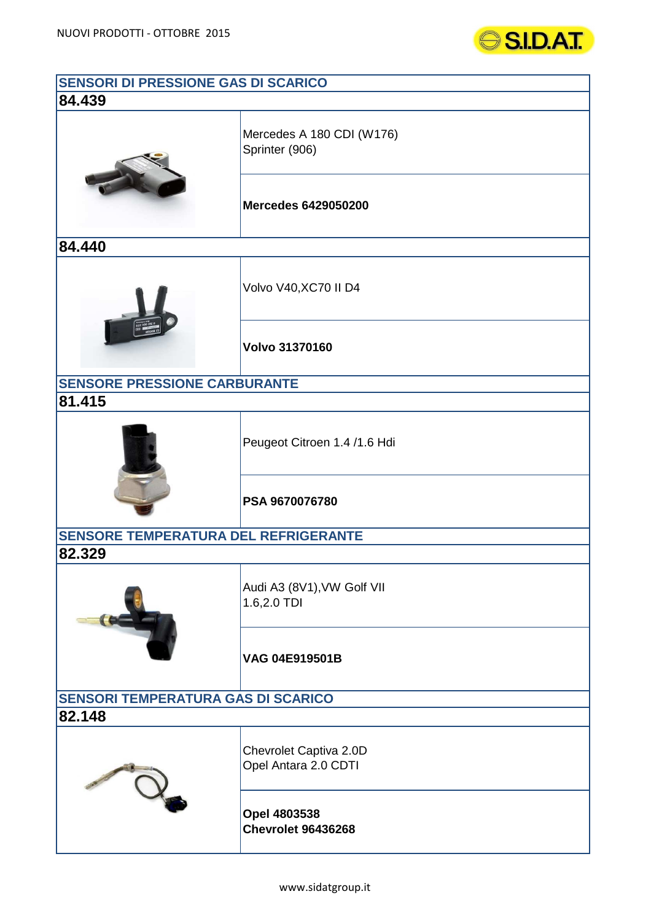NUOVI PRODOTTI - OTTOBRE 2015

## SENSORI DI PRESSIONE GAS DI SCARICO

### 84.439

| | |
|---|---|
| | Mercedes A 180 CDI (W176)<br>Sprinter (906) |
| | **Mercedes 6429050200** |

### 84.440

| | |
|---|---|
| | Volvo V40,XC70 II D4 |
| | **Volvo 31370160** |

## SENSORE PRESSIONE CARBURANTE

### 81.415

| | |
|---|---|
| | Peugeot Citroen 1.4 /1.6 Hdi |
| | **PSA 9670076780** |

## SENSORE TEMPERATURA DEL REFRIGERANTE

### 82.329

| | |
|---|---|
| | Audi A3 (8V1),VW Golf VII<br>1.6,2.0 TDI |
| | **VAG 04E919501B** |

## SENSORI TEMPERATURA GAS DI SCARICO

### 82.148

| | |
|---|---|
| | Chevrolet Captiva 2.0D<br>Opel Antara 2.0 CDTI |
| | **Opel 4803538**<br>**Chevrolet 96436268** |

www.sidatgroup.it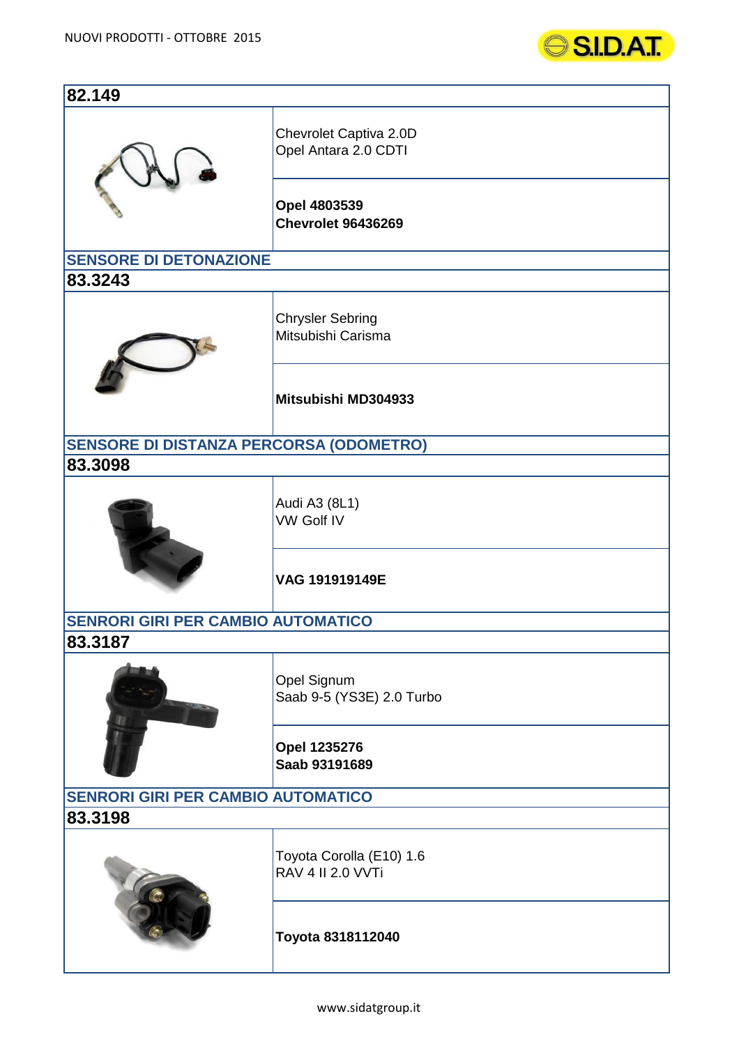## 82.149

| | |
|---|---|
| | Chevrolet Captiva 2.0D<br>Opel Antara 2.0 CDTI |
| | **Opel 4803539**<br>**Chevrolet 96436269** |

## SENSORE DI DETONAZIONE

## 83.3243

| | |
|---|---|
| | Chrysler Sebring<br>Mitsubishi Carisma |
| | **Mitsubishi MD304933** |

## SENSORE DI DISTANZA PERCORSA (ODOMETRO)

## 83.3098

| | |
|---|---|
| | Audi A3 (8L1)<br>VW Golf IV |
| | **VAG 191919149E** |

## SENRORI GIRI PER CAMBIO AUTOMATICO

## 83.3187

| | |
|---|---|
| | Opel Signum<br>Saab 9-5 (YS3E) 2.0 Turbo |
| | **Opel 1235276**<br>**Saab 93191689** |

## SENRORI GIRI PER CAMBIO AUTOMATICO

## 83.3198

| | |
|---|---|
| | Toyota Corolla (E10) 1.6<br>RAV 4 II 2.0 VVTi |
| | **Toyota 8318112040** |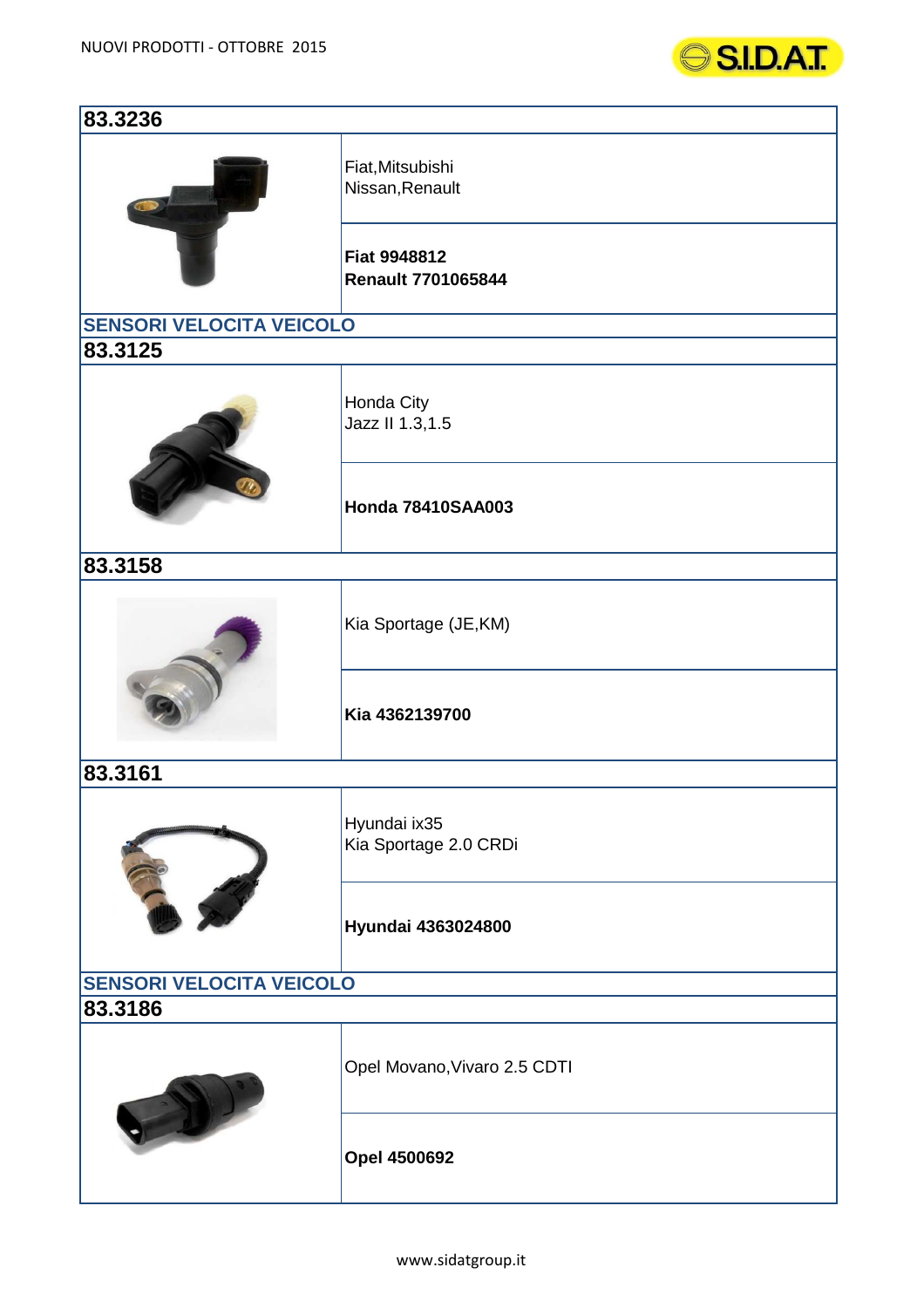NUOVI PRODOTTI - OTTOBRE 2015

## 83.3236

| | |
|---|---|
| | Fiat,Mitsubishi<br>Nissan,Renault |
| | **Fiat 9948812**<br>**Renault 7701065844** |

## SENSORI VELOCITA VEICOLO

## 83.3125

| | |
|---|---|
| | Honda City<br>Jazz II 1.3,1.5 |
| | **Honda 78410SAA003** |

## 83.3158

| | |
|---|---|
| | Kia Sportage (JE,KM) |
| | **Kia 4362139700** |

## 83.3161

| | |
|---|---|
| | Hyundai ix35<br>Kia Sportage 2.0 CRDi |
| | **Hyundai 4363024800** |

## SENSORI VELOCITA VEICOLO

## 83.3186

| | |
|---|---|
| | Opel Movano,Vivaro 2.5 CDTI |
| | **Opel 4500692** |

www.sidatgroup.it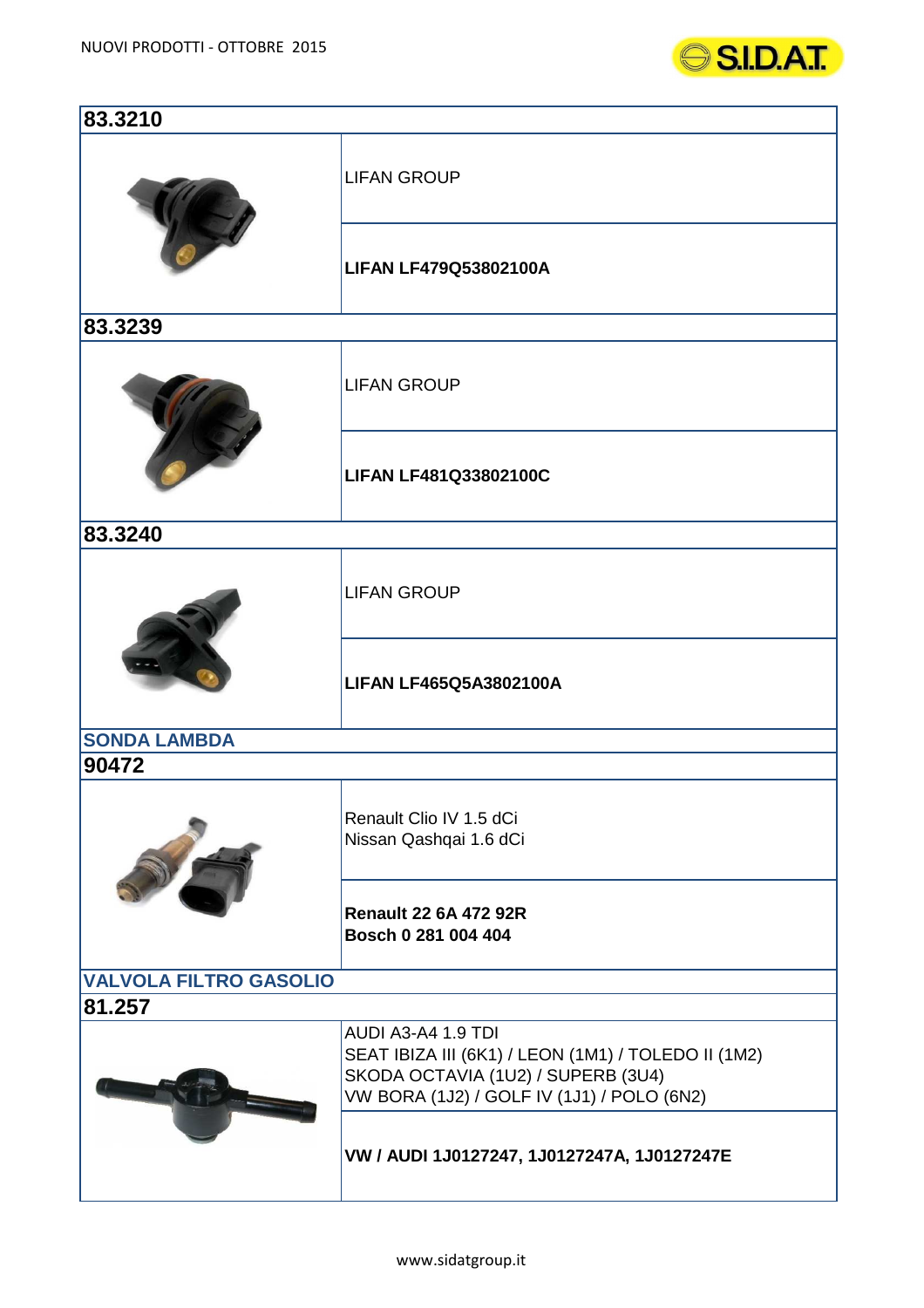## 83.3210

| | |
|---|---|
| | LIFAN GROUP |
| | **LIFAN LF479Q53802100A** |

## 83.3239

| | |
|---|---|
| | LIFAN GROUP |
| | **LIFAN LF481Q33802100C** |

## 83.3240

| | |
|---|---|
| | LIFAN GROUP |
| | **LIFAN LF465Q5A3802100A** |

## SONDA LAMBDA

## 90472

| | |
|---|---|
| | Renault Clio IV 1.5 dCi<br>Nissan Qashqai 1.6 dCi |
| | **Renault 22 6A 472 92R**<br>**Bosch 0 281 004 404** |

## VALVOLA FILTRO GASOLIO

## 81.257

| | |
|---|---|
| | AUDI A3-A4 1.9 TDI<br>SEAT IBIZA III (6K1) / LEON (1M1) / TOLEDO II (1M2)<br>SKODA OCTAVIA (1U2) / SUPERB (3U4)<br>VW BORA (1J2) / GOLF IV (1J1) / POLO (6N2) |
| | **VW / AUDI 1J0127247, 1J0127247A, 1J0127247E** |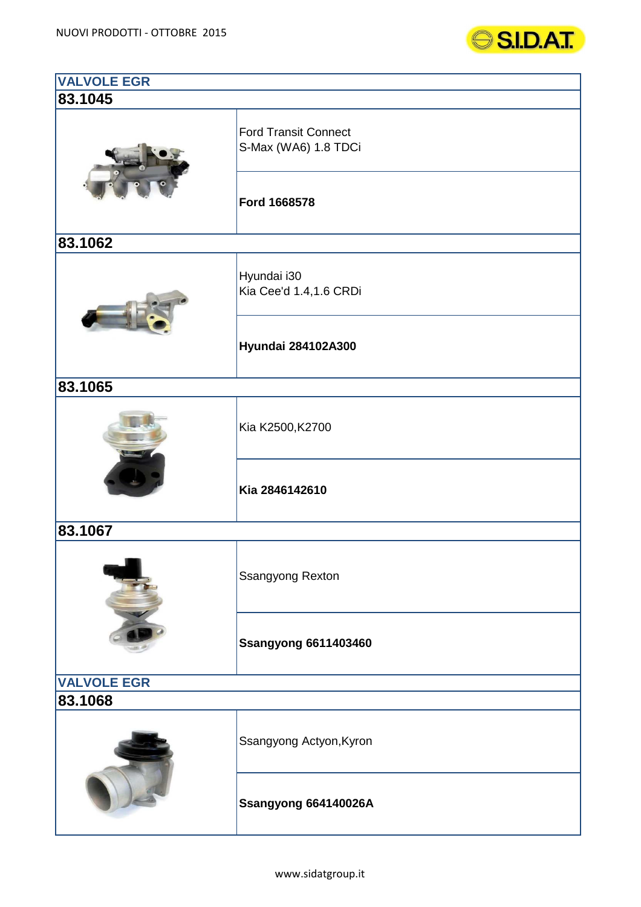## VALVOLE EGR

### 83.1045

| | |
|---|---|
| | Ford Transit Connect<br>S-Max (WA6) 1.8 TDCi |
| | **Ford 1668578** |

### 83.1062

| | |
|---|---|
| | Hyundai i30<br>Kia Cee'd 1.4,1.6 CRDi |
| | **Hyundai 284102A300** |

### 83.1065

| | |
|---|---|
| | Kia K2500,K2700 |
| | **Kia 2846142610** |

### 83.1067

| | |
|---|---|
| | Ssangyong Rexton |
| | **Ssangyong 6611403460** |

## VALVOLE EGR

### 83.1068

| | |
|---|---|
| | Ssangyong Actyon,Kyron |
| | **Ssangyong 664140026A** |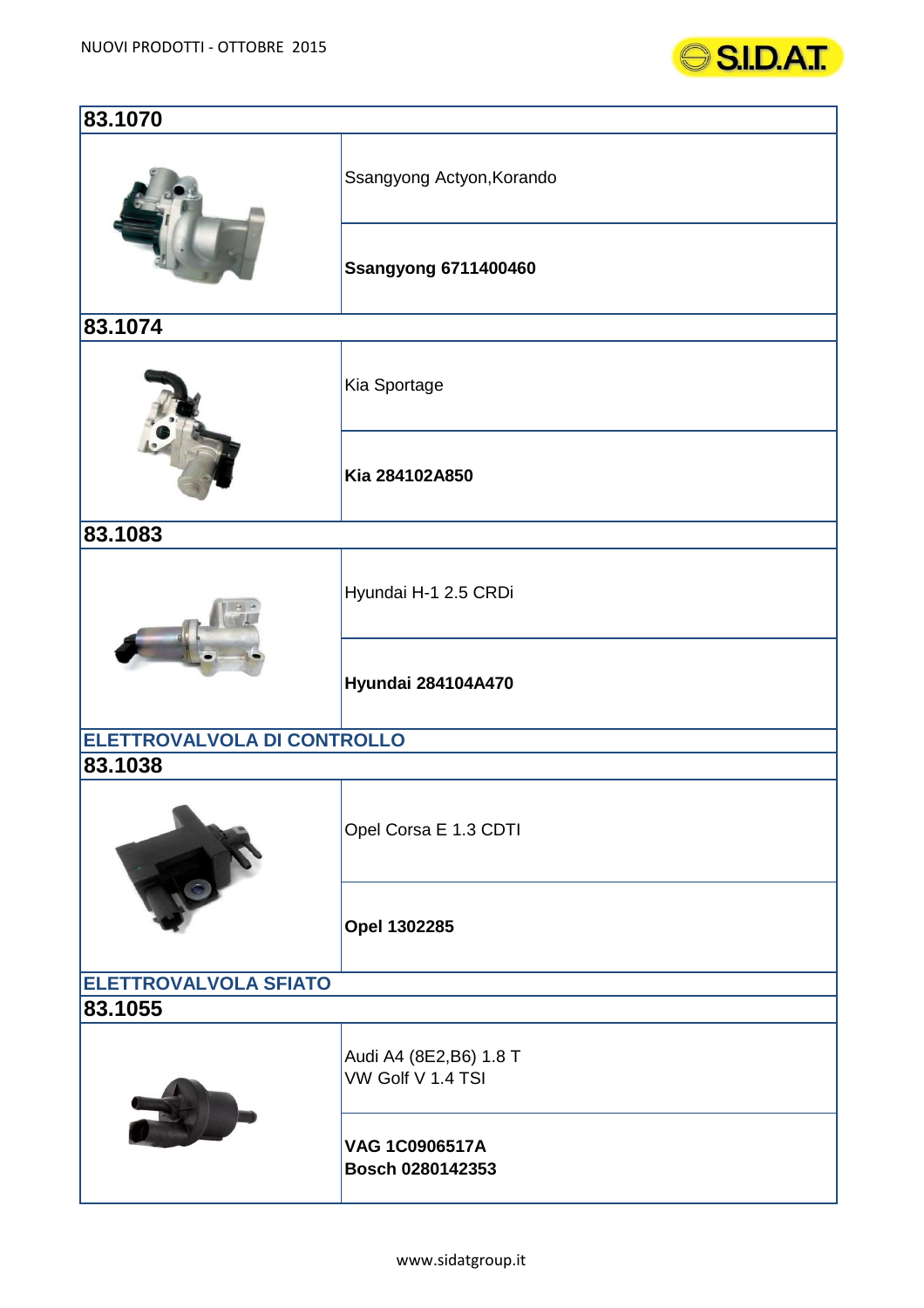| | |
|---|---|
| **83.1070** | |
| | Ssangyong Actyon,Korando |
| | **Ssangyong 6711400460** |
| **83.1074** | |
| | Kia Sportage |
| | **Kia 284102A850** |
| **83.1083** | |
| | Hyundai H-1 2.5 CRDi |
| | **Hyundai 284104A470** |
| **ELETTROVALVOLA DI CONTROLLO** | |
| **83.1038** | |
| | Opel Corsa E 1.3 CDTI |
| | **Opel 1302285** |
| **ELETTROVALVOLA SFIATO** | |
| **83.1055** | |
| | Audi A4 (8E2,B6) 1.8 T<br>VW Golf V 1.4 TSI |
| | **VAG 1C0906517A**<br>**Bosch 0280142353** |